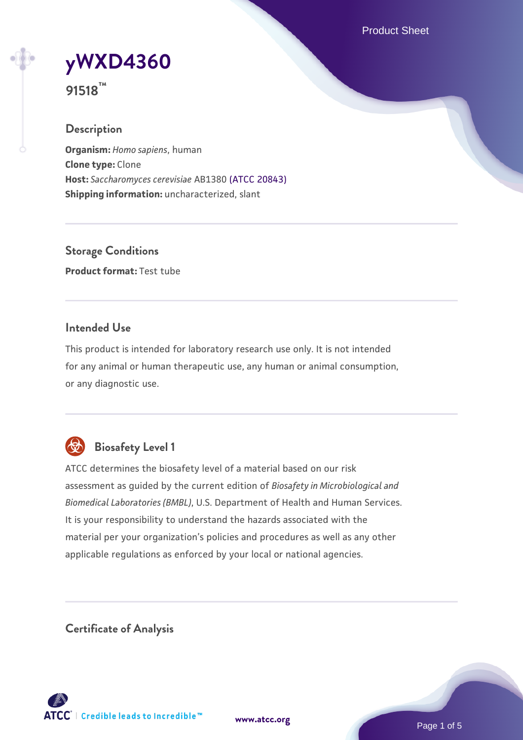# yWXD4360

**91518™**

## Description

**Organism:** *Homo sapiens*, human
**Clone type:** Clone
**Host:** *Saccharomyces cerevisiae* AB1380 (ATCC 20843)
**Shipping information:** uncharacterized, slant

## Storage Conditions

**Product format:** Test tube

## Intended Use

This product is intended for laboratory research use only. It is not intended for any animal or human therapeutic use, any human or animal consumption, or any diagnostic use.

## Biosafety Level 1

ATCC determines the biosafety level of a material based on our risk assessment as guided by the current edition of *Biosafety in Microbiological and Biomedical Laboratories (BMBL)*, U.S. Department of Health and Human Services. It is your responsibility to understand the hazards associated with the material per your organization's policies and procedures as well as any other applicable regulations as enforced by your local or national agencies.

## Certificate of Analysis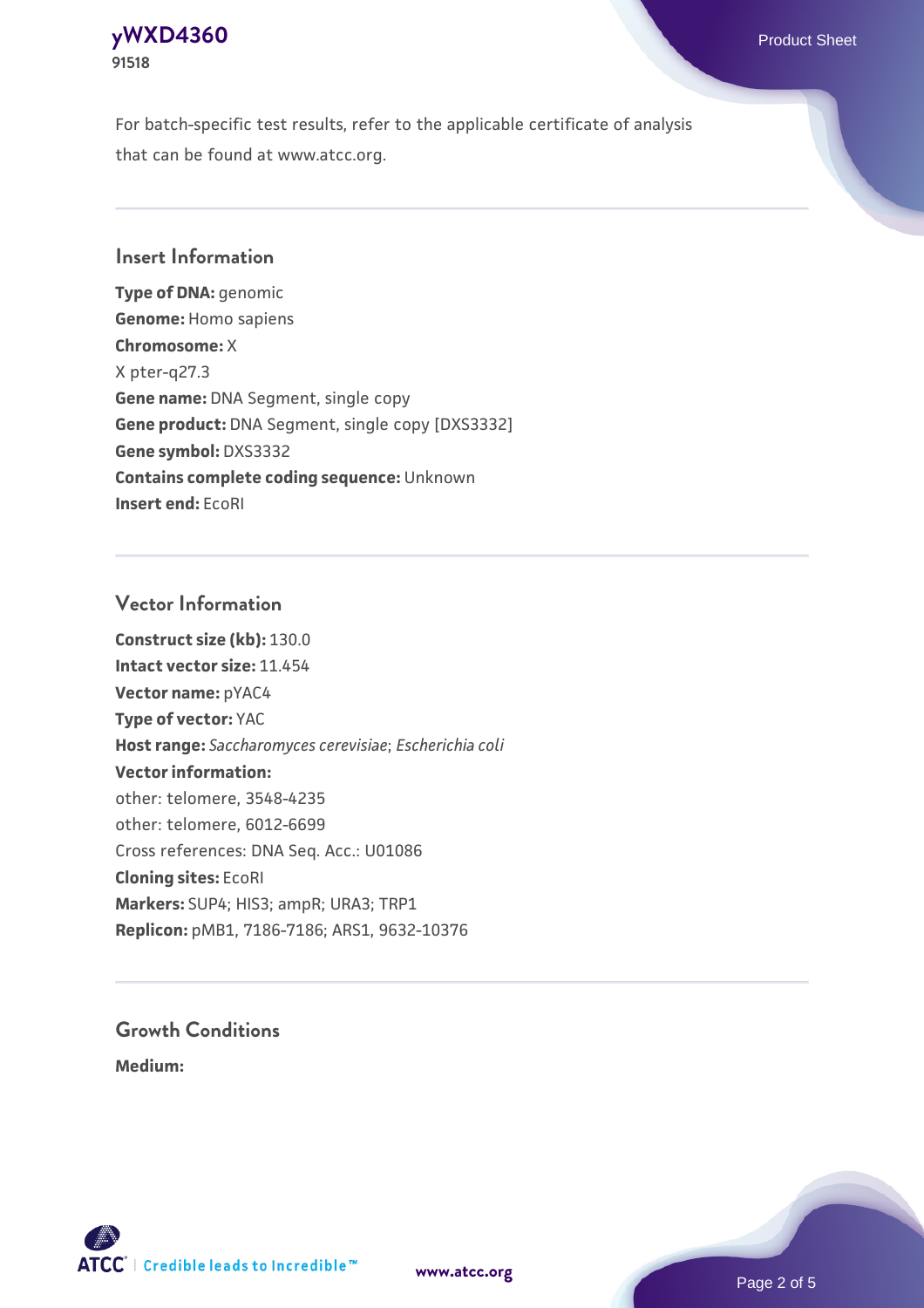For batch-specific test results, refer to the applicable certificate of analysis that can be found at www.atcc.org.

## Insert Information

**Type of DNA:** genomic
**Genome:** Homo sapiens
**Chromosome:** X
X pter-q27.3
**Gene name:** DNA Segment, single copy
**Gene product:** DNA Segment, single copy [DXS3332]
**Gene symbol:** DXS3332
**Contains complete coding sequence:** Unknown
**Insert end:** EcoRI

## Vector Information

**Construct size (kb):** 130.0
**Intact vector size:** 11.454
**Vector name:** pYAC4
**Type of vector:** YAC
**Host range:** *Saccharomyces cerevisiae*; *Escherichia coli*
**Vector information:**
other: telomere, 3548-4235
other: telomere, 6012-6699
Cross references: DNA Seq. Acc.: U01086
**Cloning sites:** EcoRI
**Markers:** SUP4; HIS3; ampR; URA3; TRP1
**Replicon:** pMB1, 7186-7186; ARS1, 9632-10376

## Growth Conditions

**Medium:**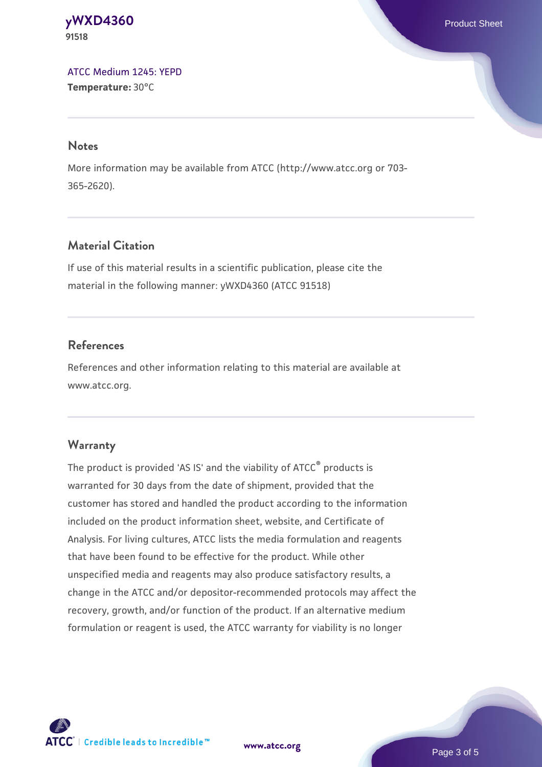[ATCC Medium 1245: YEPD](#)
**Temperature:** 30°C

## Notes

More information may be available from ATCC (http://www.atcc.org or 703-365-2620).

## Material Citation

If use of this material results in a scientific publication, please cite the material in the following manner: yWXD4360 (ATCC 91518)

## References

References and other information relating to this material are available at www.atcc.org.

## Warranty

The product is provided 'AS IS' and the viability of ATCC® products is warranted for 30 days from the date of shipment, provided that the customer has stored and handled the product according to the information included on the product information sheet, website, and Certificate of Analysis. For living cultures, ATCC lists the media formulation and reagents that have been found to be effective for the product. While other unspecified media and reagents may also produce satisfactory results, a change in the ATCC and/or depositor-recommended protocols may affect the recovery, growth, and/or function of the product. If an alternative medium formulation or reagent is used, the ATCC warranty for viability is no longer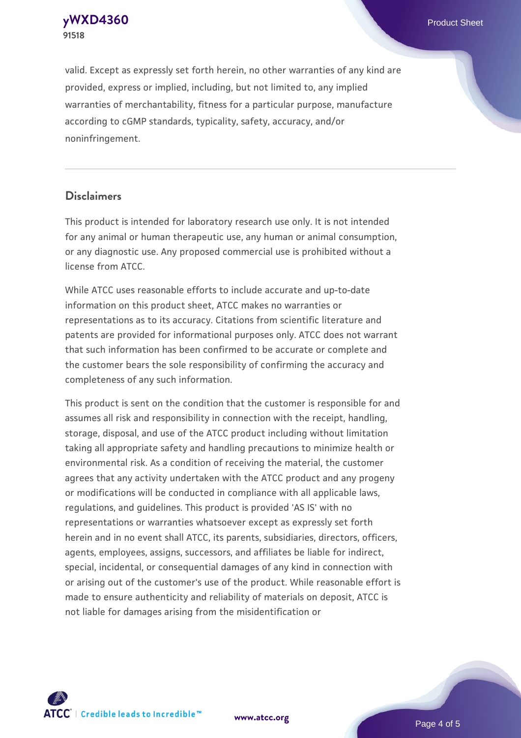valid. Except as expressly set forth herein, no other warranties of any kind are provided, express or implied, including, but not limited to, any implied warranties of merchantability, fitness for a particular purpose, manufacture according to cGMP standards, typicality, safety, accuracy, and/or noninfringement.

## Disclaimers

This product is intended for laboratory research use only. It is not intended for any animal or human therapeutic use, any human or animal consumption, or any diagnostic use. Any proposed commercial use is prohibited without a license from ATCC.

While ATCC uses reasonable efforts to include accurate and up-to-date information on this product sheet, ATCC makes no warranties or representations as to its accuracy. Citations from scientific literature and patents are provided for informational purposes only. ATCC does not warrant that such information has been confirmed to be accurate or complete and the customer bears the sole responsibility of confirming the accuracy and completeness of any such information.

This product is sent on the condition that the customer is responsible for and assumes all risk and responsibility in connection with the receipt, handling, storage, disposal, and use of the ATCC product including without limitation taking all appropriate safety and handling precautions to minimize health or environmental risk. As a condition of receiving the material, the customer agrees that any activity undertaken with the ATCC product and any progeny or modifications will be conducted in compliance with all applicable laws, regulations, and guidelines. This product is provided 'AS IS' with no representations or warranties whatsoever except as expressly set forth herein and in no event shall ATCC, its parents, subsidiaries, directors, officers, agents, employees, assigns, successors, and affiliates be liable for indirect, special, incidental, or consequential damages of any kind in connection with or arising out of the customer's use of the product. While reasonable effort is made to ensure authenticity and reliability of materials on deposit, ATCC is not liable for damages arising from the misidentification or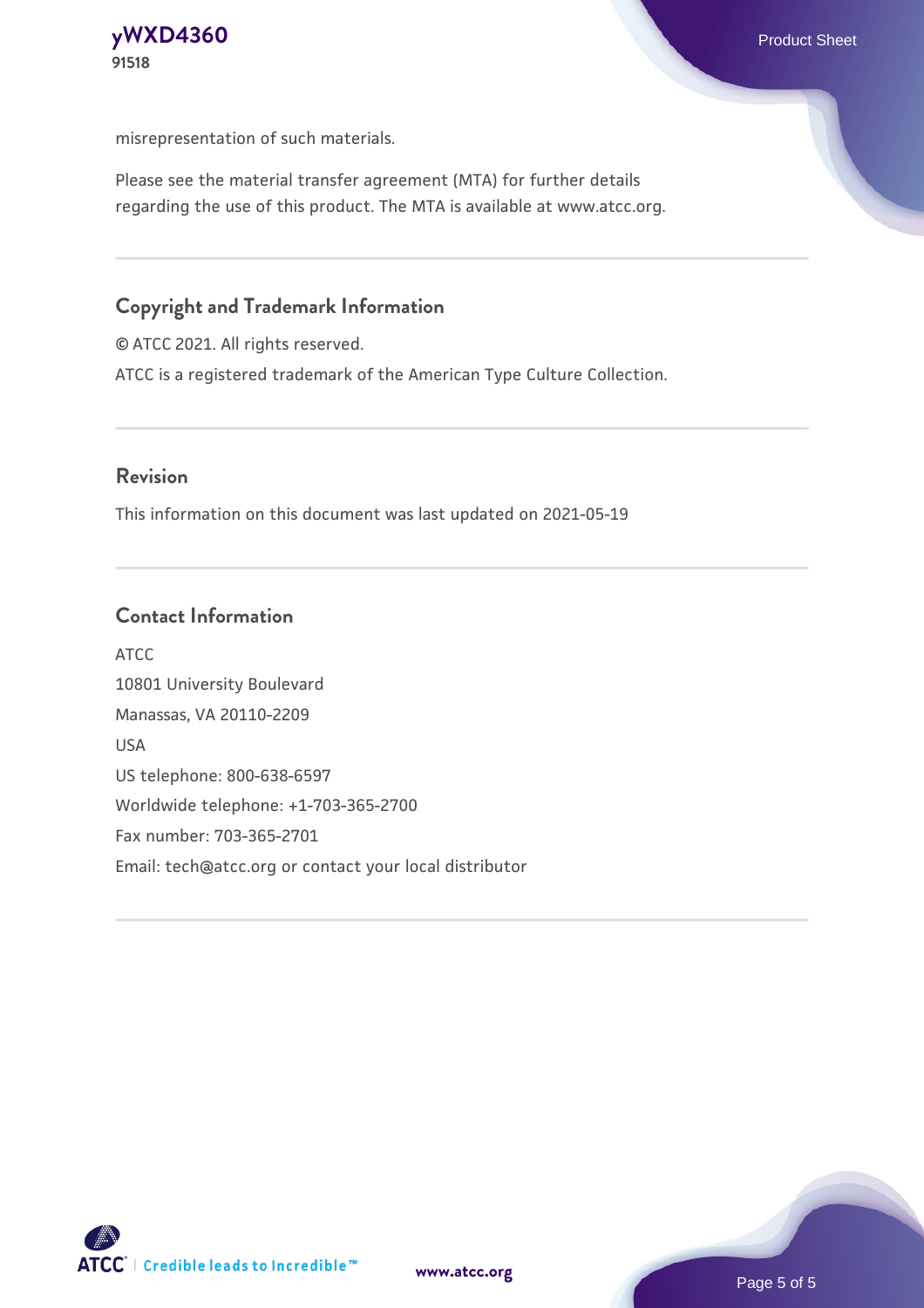misrepresentation of such materials.

Please see the material transfer agreement (MTA) for further details regarding the use of this product. The MTA is available at www.atcc.org.

## Copyright and Trademark Information

© ATCC 2021. All rights reserved.

ATCC is a registered trademark of the American Type Culture Collection.

## Revision

This information on this document was last updated on 2021-05-19

## Contact Information

ATCC
10801 University Boulevard
Manassas, VA 20110-2209
USA
US telephone: 800-638-6597
Worldwide telephone: +1-703-365-2700
Fax number: 703-365-2701
Email: tech@atcc.org or contact your local distributor